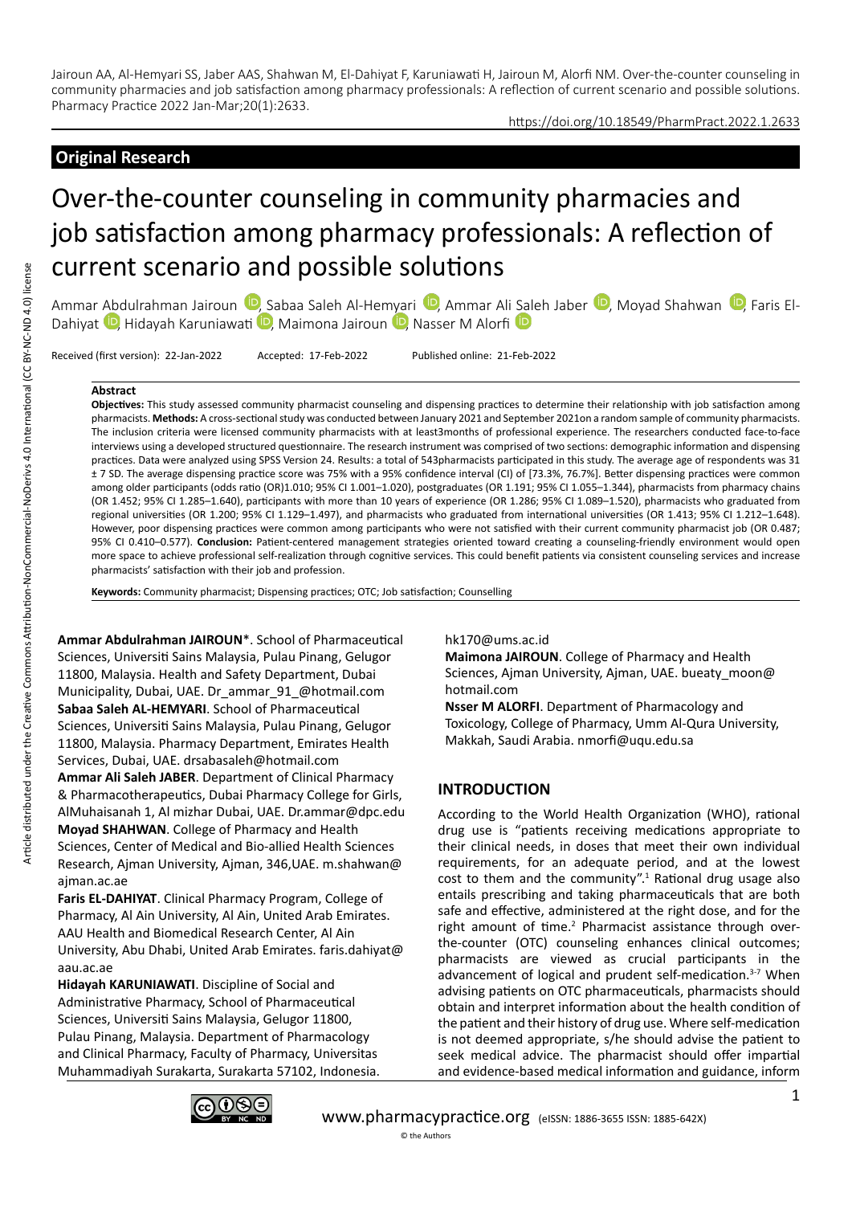Jairoun AA, Al-Hemyari SS, Jaber AAS, Shahwan M, El-Dahiyat F, Karuniawati H, Jairoun M, Alorfi NM. Over-the-counter counseling in community pharmacies and job satisfaction among pharmacy professionals: A reflection of current scenario and possible solutions. Pharmacy Practice 2022 Jan-Mar;20(1):2633.

https://doi.org/10.18549/PharmPract.2022.1.2633

**Original Research**

# Over-the-counter counseling in community pharmacies and job satisfaction among pharmacy professionals: A reflection of current scenario and possible solutions

Ammar Abdulrahman Jairoun, Sabaa Saleh Al-Hemyari, Ammar Ali Saleh Jaber, Moyad Shahwan, Faris El-Dahiyat, Hidayah Karuniawati, Maimona Jairoun, Nasser M Alorfi

Received (first version): 22-Jan-2022 Accepted: 17-Feb-2022 Published online: 21-Feb-2022

### Abstract

**Objectives:** This study assessed community pharmacist counseling and dispensing practices to determine their relationship with job satisfaction among pharmacists. **Methods:** A cross-sectional study was conducted between January 2021 and September 2021on a random sample of community pharmacists. The inclusion criteria were licensed community pharmacists with at least3months of professional experience. The researchers conducted face-to-face interviews using a developed structured questionnaire. The research instrument was comprised of two sections: demographic information and dispensing practices. Data were analyzed using SPSS Version 24. Results: a total of 543pharmacists participated in this study. The average age of respondents was 31 ± 7 SD. The average dispensing practice score was 75% with a 95% confidence interval (CI) of [73.3%, 76.7%]. Better dispensing practices were common among older participants (odds ratio (OR)1.010; 95% CI 1.001–1.020), postgraduates (OR 1.191; 95% CI 1.055–1.344), pharmacists from pharmacy chains (OR 1.452; 95% CI 1.285–1.640), participants with more than 10 years of experience (OR 1.286; 95% CI 1.089–1.520), pharmacists who graduated from regional universities (OR 1.200; 95% CI 1.129–1.497), and pharmacists who graduated from international universities (OR 1.413; 95% CI 1.212–1.648). However, poor dispensing practices were common among participants who were not satisfied with their current community pharmacist job (OR 0.487; 95% CI 0.410–0.577). **Conclusion:** Patient-centered management strategies oriented toward creating a counseling-friendly environment would open more space to achieve professional self-realization through cognitive services. This could benefit patients via consistent counseling services and increase pharmacists' satisfaction with their job and profession.

**Keywords:** Community pharmacist; Dispensing practices; OTC; Job satisfaction; Counselling

**Ammar Abdulrahman JAIROUN***. School of Pharmaceutical Sciences, Universiti Sains Malaysia, Pulau Pinang, Gelugor 11800, Malaysia. Health and Safety Department, Dubai Municipality, Dubai, UAE. Dr_ammar_91_@hotmail.com

**Sabaa Saleh AL-HEMYARI**. School of Pharmaceutical Sciences, Universiti Sains Malaysia, Pulau Pinang, Gelugor 11800, Malaysia. Pharmacy Department, Emirates Health Services, Dubai, UAE. drsabasaleh@hotmail.com

**Ammar Ali Saleh JABER**. Department of Clinical Pharmacy & Pharmacotherapeutics, Dubai Pharmacy College for Girls, AlMuhaisanah 1, Al mizhar Dubai, UAE. Dr.ammar@dpc.edu

**Moyad SHAHWAN**. College of Pharmacy and Health Sciences, Center of Medical and Bio-allied Health Sciences Research, Ajman University, Ajman, 346,UAE. m.shahwan@ajman.ac.ae

**Faris EL-DAHIYAT**. Clinical Pharmacy Program, College of Pharmacy, Al Ain University, Al Ain, United Arab Emirates. AAU Health and Biomedical Research Center, Al Ain University, Abu Dhabi, United Arab Emirates. faris.dahiyat@aau.ac.ae

**Hidayah KARUNIAWATI**. Discipline of Social and Administrative Pharmacy, School of Pharmaceutical Sciences, Universiti Sains Malaysia, Gelugor 11800, Pulau Pinang, Malaysia. Department of Pharmacology and Clinical Pharmacy, Faculty of Pharmacy, Universitas Muhammadiyah Surakarta, Surakarta 57102, Indonesia. hk170@ums.ac.id

**Maimona JAIROUN**. College of Pharmacy and Health Sciences, Ajman University, Ajman, UAE. bueaty_moon@hotmail.com

**Nsser M ALORFI**. Department of Pharmacology and Toxicology, College of Pharmacy, Umm Al-Qura University, Makkah, Saudi Arabia. nmorfi@uqu.edu.sa

## INTRODUCTION

According to the World Health Organization (WHO), rational drug use is "patients receiving medications appropriate to their clinical needs, in doses that meet their own individual requirements, for an adequate period, and at the lowest cost to them and the community".[1] Rational drug usage also entails prescribing and taking pharmaceuticals that are both safe and effective, administered at the right dose, and for the right amount of time.[2] Pharmacist assistance through over-the-counter (OTC) counseling enhances clinical outcomes; pharmacists are viewed as crucial participants in the advancement of logical and prudent self-medication.[3-7] When advising patients on OTC pharmaceuticals, pharmacists should obtain and interpret information about the health condition of the patient and their history of drug use. Where self-medication is not deemed appropriate, s/he should advise the patient to seek medical advice. The pharmacist should offer impartial and evidence-based medical information and guidance, inform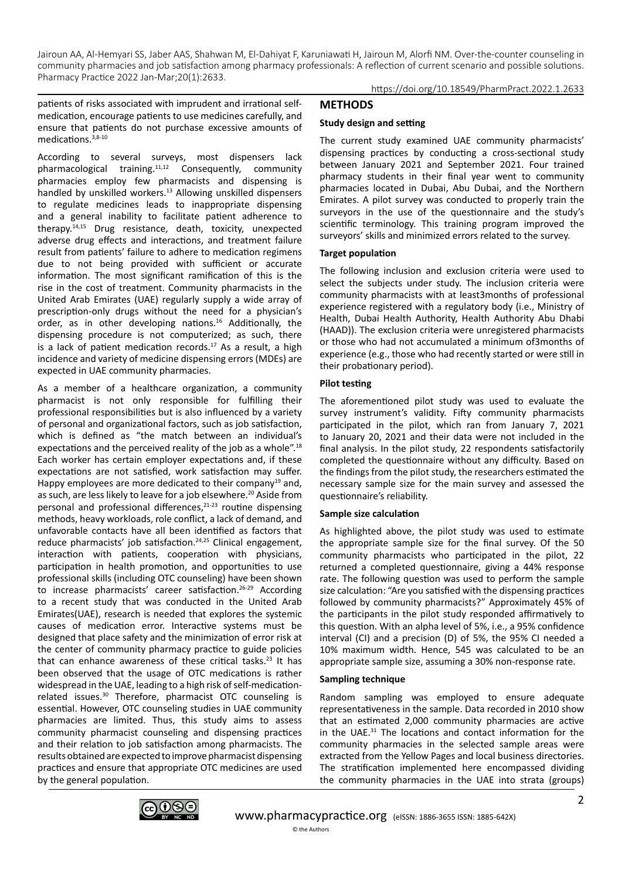patients of risks associated with imprudent and irrational self-medication, encourage patients to use medicines carefully, and ensure that patients do not purchase excessive amounts of medications.[3,8-10]

According to several surveys, most dispensers lack pharmacological training.[11,12] Consequently, community pharmacies employ few pharmacists and dispensing is handled by unskilled workers.[13] Allowing unskilled dispensers to regulate medicines leads to inappropriate dispensing and a general inability to facilitate patient adherence to therapy.[14,15] Drug resistance, death, toxicity, unexpected adverse drug effects and interactions, and treatment failure result from patients' failure to adhere to medication regimens due to not being provided with sufficient or accurate information. The most significant ramification of this is the rise in the cost of treatment. Community pharmacists in the United Arab Emirates (UAE) regularly supply a wide array of prescription-only drugs without the need for a physician's order, as in other developing nations.[16] Additionally, the dispensing procedure is not computerized; as such, there is a lack of patient medication records.[17] As a result, a high incidence and variety of medicine dispensing errors (MDEs) are expected in UAE community pharmacies.

As a member of a healthcare organization, a community pharmacist is not only responsible for fulfilling their professional responsibilities but is also influenced by a variety of personal and organizational factors, such as job satisfaction, which is defined as "the match between an individual's expectations and the perceived reality of the job as a whole".[18] Each worker has certain employer expectations and, if these expectations are not satisfied, work satisfaction may suffer. Happy employees are more dedicated to their company[19] and, as such, are less likely to leave for a job elsewhere.[20] Aside from personal and professional differences,[21-23] routine dispensing methods, heavy workloads, role conflict, a lack of demand, and unfavorable contacts have all been identified as factors that reduce pharmacists' job satisfaction.[24,25] Clinical engagement, interaction with patients, cooperation with physicians, participation in health promotion, and opportunities to use professional skills (including OTC counseling) have been shown to increase pharmacists' career satisfaction.[26-29] According to a recent study that was conducted in the United Arab Emirates(UAE), research is needed that explores the systemic causes of medication error. Interactive systems must be designed that place safety and the minimization of error risk at the center of community pharmacy practice to guide policies that can enhance awareness of these critical tasks.[23] It has been observed that the usage of OTC medications is rather widespread in the UAE, leading to a high risk of self-medication-related issues.[30] Therefore, pharmacist OTC counseling is essential. However, OTC counseling studies in UAE community pharmacies are limited. Thus, this study aims to assess community pharmacist counseling and dispensing practices and their relation to job satisfaction among pharmacists. The results obtained are expected to improve pharmacist dispensing practices and ensure that appropriate OTC medicines are used by the general population.

## METHODS

### Study design and setting

The current study examined UAE community pharmacists' dispensing practices by conducting a cross-sectional study between January 2021 and September 2021. Four trained pharmacy students in their final year went to community pharmacies located in Dubai, Abu Dubai, and the Northern Emirates. A pilot survey was conducted to properly train the surveyors in the use of the questionnaire and the study's scientific terminology. This training program improved the surveyors' skills and minimized errors related to the survey.

### Target population

The following inclusion and exclusion criteria were used to select the subjects under study. The inclusion criteria were community pharmacists with at least3months of professional experience registered with a regulatory body (i.e., Ministry of Health, Dubai Health Authority, Health Authority Abu Dhabi (HAAD)). The exclusion criteria were unregistered pharmacists or those who had not accumulated a minimum of3months of experience (e.g., those who had recently started or were still in their probationary period).

### Pilot testing

The aforementioned pilot study was used to evaluate the survey instrument's validity. Fifty community pharmacists participated in the pilot, which ran from January 7, 2021 to January 20, 2021 and their data were not included in the final analysis. In the pilot study, 22 respondents satisfactorily completed the questionnaire without any difficulty. Based on the findings from the pilot study, the researchers estimated the necessary sample size for the main survey and assessed the questionnaire's reliability.

### Sample size calculation

As highlighted above, the pilot study was used to estimate the appropriate sample size for the final survey. Of the 50 community pharmacists who participated in the pilot, 22 returned a completed questionnaire, giving a 44% response rate. The following question was used to perform the sample size calculation: "Are you satisfied with the dispensing practices followed by community pharmacists?" Approximately 45% of the participants in the pilot study responded affirmatively to this question. With an alpha level of 5%, i.e., a 95% confidence interval (CI) and a precision (D) of 5%, the 95% CI needed a 10% maximum width. Hence, 545 was calculated to be an appropriate sample size, assuming a 30% non-response rate.

### Sampling technique

Random sampling was employed to ensure adequate representativeness in the sample. Data recorded in 2010 show that an estimated 2,000 community pharmacies are active in the UAE.[31] The locations and contact information for the community pharmacies in the selected sample areas were extracted from the Yellow Pages and local business directories. The stratification implemented here encompassed dividing the community pharmacies in the UAE into strata (groups)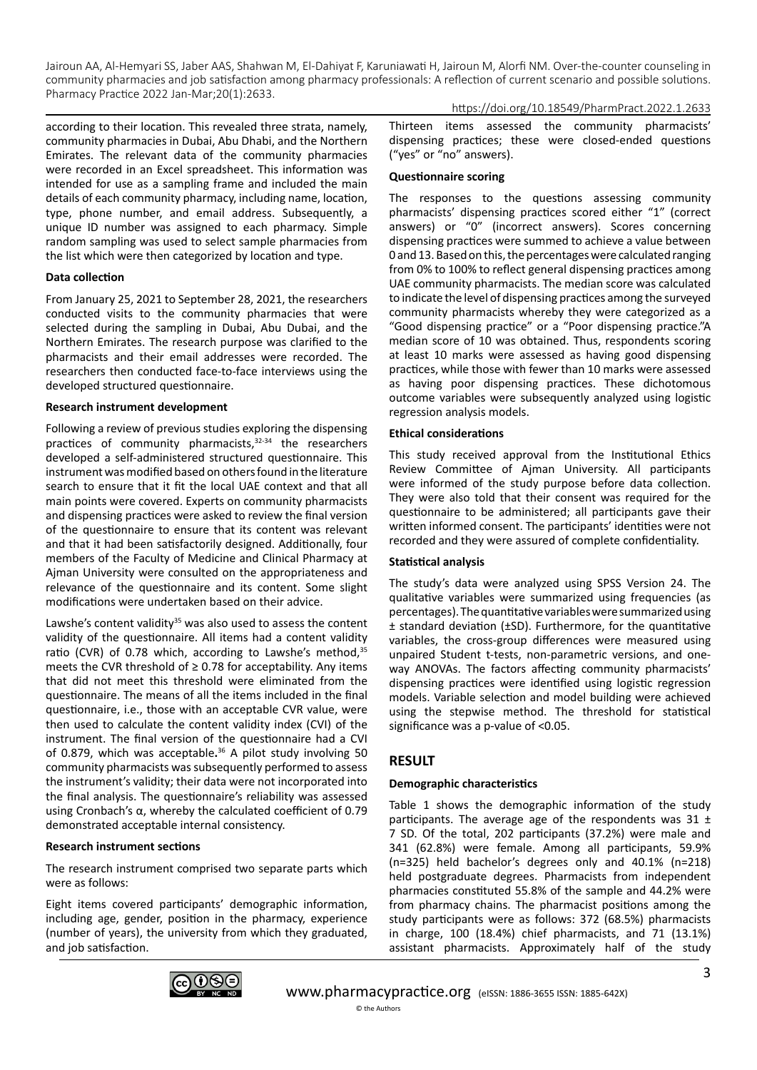according to their location. This revealed three strata, namely, community pharmacies in Dubai, Abu Dhabi, and the Northern Emirates. The relevant data of the community pharmacies were recorded in an Excel spreadsheet. This information was intended for use as a sampling frame and included the main details of each community pharmacy, including name, location, type, phone number, and email address. Subsequently, a unique ID number was assigned to each pharmacy. Simple random sampling was used to select sample pharmacies from the list which were then categorized by location and type.

**Data collection**

From January 25, 2021 to September 28, 2021, the researchers conducted visits to the community pharmacies that were selected during the sampling in Dubai, Abu Dubai, and the Northern Emirates. The research purpose was clarified to the pharmacists and their email addresses were recorded. The researchers then conducted face-to-face interviews using the developed structured questionnaire.

**Research instrument development**

Following a review of previous studies exploring the dispensing practices of community pharmacists,[32-34] the researchers developed a self-administered structured questionnaire. This instrument was modified based on others found in the literature search to ensure that it fit the local UAE context and that all main points were covered. Experts on community pharmacists and dispensing practices were asked to review the final version of the questionnaire to ensure that its content was relevant and that it had been satisfactorily designed. Additionally, four members of the Faculty of Medicine and Clinical Pharmacy at Ajman University were consulted on the appropriateness and relevance of the questionnaire and its content. Some slight modifications were undertaken based on their advice.

Lawshe's content validity[35] was also used to assess the content validity of the questionnaire. All items had a content validity ratio (CVR) of 0.78 which, according to Lawshe's method,[35] meets the CVR threshold of ≥ 0.78 for acceptability. Any items that did not meet this threshold were eliminated from the questionnaire. The means of all the items included in the final questionnaire, i.e., those with an acceptable CVR value, were then used to calculate the content validity index (CVI) of the instrument. The final version of the questionnaire had a CVI of 0.879, which was acceptable.[36] A pilot study involving 50 community pharmacists was subsequently performed to assess the instrument's validity; their data were not incorporated into the final analysis. The questionnaire's reliability was assessed using Cronbach's α, whereby the calculated coefficient of 0.79 demonstrated acceptable internal consistency.

**Research instrument sections**

The research instrument comprised two separate parts which were as follows:

Eight items covered participants' demographic information, including age, gender, position in the pharmacy, experience (number of years), the university from which they graduated, and job satisfaction.

Thirteen items assessed the community pharmacists' dispensing practices; these were closed-ended questions ("yes" or "no" answers).

**Questionnaire scoring**

The responses to the questions assessing community pharmacists' dispensing practices scored either "1" (correct answers) or "0" (incorrect answers). Scores concerning dispensing practices were summed to achieve a value between 0 and 13. Based on this, the percentages were calculated ranging from 0% to 100% to reflect general dispensing practices among UAE community pharmacists. The median score was calculated to indicate the level of dispensing practices among the surveyed community pharmacists whereby they were categorized as a "Good dispensing practice" or a "Poor dispensing practice."A median score of 10 was obtained. Thus, respondents scoring at least 10 marks were assessed as having good dispensing practices, while those with fewer than 10 marks were assessed as having poor dispensing practices. These dichotomous outcome variables were subsequently analyzed using logistic regression analysis models.

**Ethical considerations**

This study received approval from the Institutional Ethics Review Committee of Ajman University. All participants were informed of the study purpose before data collection. They were also told that their consent was required for the questionnaire to be administered; all participants gave their written informed consent. The participants' identities were not recorded and they were assured of complete confidentiality.

**Statistical analysis**

The study's data were analyzed using SPSS Version 24. The qualitative variables were summarized using frequencies (as percentages). The quantitative variables were summarized using ± standard deviation (±SD). Furthermore, for the quantitative variables, the cross-group differences were measured using unpaired Student t-tests, non-parametric versions, and one-way ANOVAs. The factors affecting community pharmacists' dispensing practices were identified using logistic regression models. Variable selection and model building were achieved using the stepwise method. The threshold for statistical significance was a p-value of <0.05.

## RESULT

**Demographic characteristics**

Table 1 shows the demographic information of the study participants. The average age of the respondents was 31 ± 7 SD. Of the total, 202 participants (37.2%) were male and 341 (62.8%) were female. Among all participants, 59.9% (n=325) held bachelor's degrees only and 40.1% (n=218) held postgraduate degrees. Pharmacists from independent pharmacies constituted 55.8% of the sample and 44.2% were from pharmacy chains. The pharmacist positions among the study participants were as follows: 372 (68.5%) pharmacists in charge, 100 (18.4%) chief pharmacists, and 71 (13.1%) assistant pharmacists. Approximately half of the study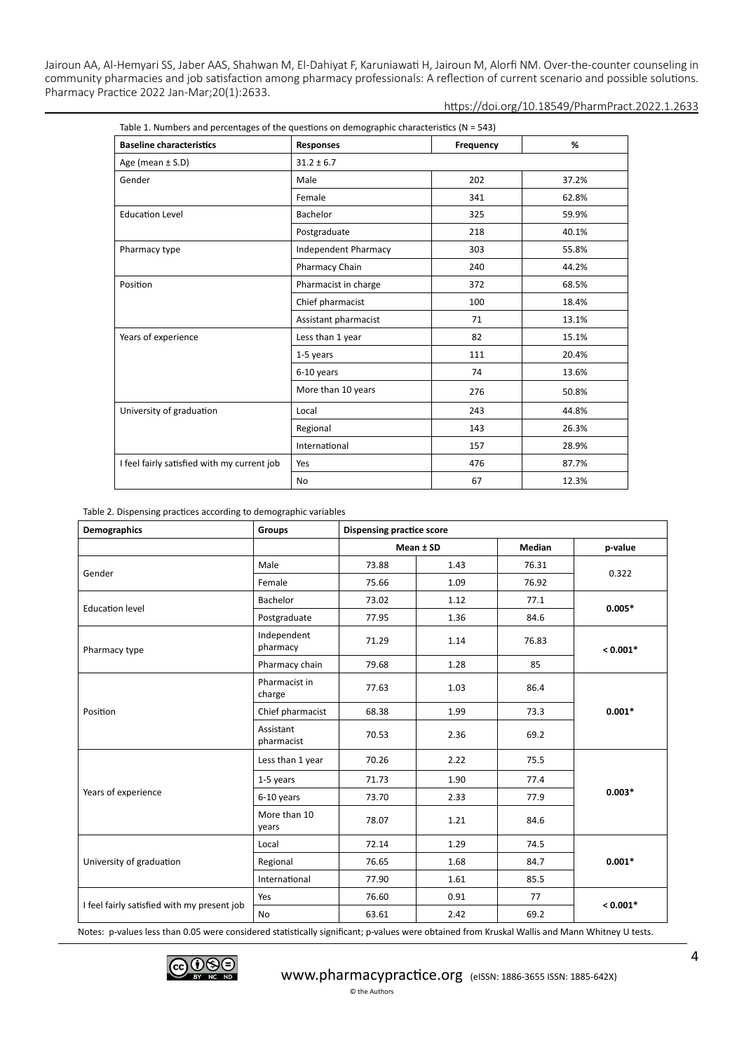Table 1. Numbers and percentages of the questions on demographic characteristics (N = 543)

| Baseline characteristics | Responses | Frequency | % |
|---|---|---|---|
| Age (mean ± S.D) | 31.2 ± 6.7 | | |
| Gender | Male | 202 | 37.2% |
| | Female | 341 | 62.8% |
| Education Level | Bachelor | 325 | 59.9% |
| | Postgraduate | 218 | 40.1% |
| Pharmacy type | Independent Pharmacy | 303 | 55.8% |
| | Pharmacy Chain | 240 | 44.2% |
| Position | Pharmacist in charge | 372 | 68.5% |
| | Chief pharmacist | 100 | 18.4% |
| | Assistant pharmacist | 71 | 13.1% |
| Years of experience | Less than 1 year | 82 | 15.1% |
| | 1-5 years | 111 | 20.4% |
| | 6-10 years | 74 | 13.6% |
| | More than 10 years | 276 | 50.8% |
| University of graduation | Local | 243 | 44.8% |
| | Regional | 143 | 26.3% |
| | International | 157 | 28.9% |
| I feel fairly satisfied with my current job | Yes | 476 | 87.7% |
| | No | 67 | 12.3% |

Table 2. Dispensing practices according to demographic variables

| Demographics | Groups | Dispensing practice score | | | |
|---|---|---|---|---|---|
| | | Mean ± SD | | Median | p-value |
| Gender | Male | 73.88 | 1.43 | 76.31 | 0.322 |
| | Female | 75.66 | 1.09 | 76.92 | |
| Education level | Bachelor | 73.02 | 1.12 | 77.1 | **0.005*** |
| | Postgraduate | 77.95 | 1.36 | 84.6 | |
| Pharmacy type | Independent pharmacy | 71.29 | 1.14 | 76.83 | **< 0.001*** |
| | Pharmacy chain | 79.68 | 1.28 | 85 | |
| Position | Pharmacist in charge | 77.63 | 1.03 | 86.4 | **0.001*** |
| | Chief pharmacist | 68.38 | 1.99 | 73.3 | |
| | Assistant pharmacist | 70.53 | 2.36 | 69.2 | |
| Years of experience | Less than 1 year | 70.26 | 2.22 | 75.5 | **0.003*** |
| | 1-5 years | 71.73 | 1.90 | 77.4 | |
| | 6-10 years | 73.70 | 2.33 | 77.9 | |
| | More than 10 years | 78.07 | 1.21 | 84.6 | |
| University of graduation | Local | 72.14 | 1.29 | 74.5 | **0.001*** |
| | Regional | 76.65 | 1.68 | 84.7 | |
| | International | 77.90 | 1.61 | 85.5 | |
| I feel fairly satisfied with my present job | Yes | 76.60 | 0.91 | 77 | **< 0.001*** |
| | No | 63.61 | 2.42 | 69.2 | |

Notes: p-values less than 0.05 were considered statistically significant; p-values were obtained from Kruskal Wallis and Mann Whitney U tests.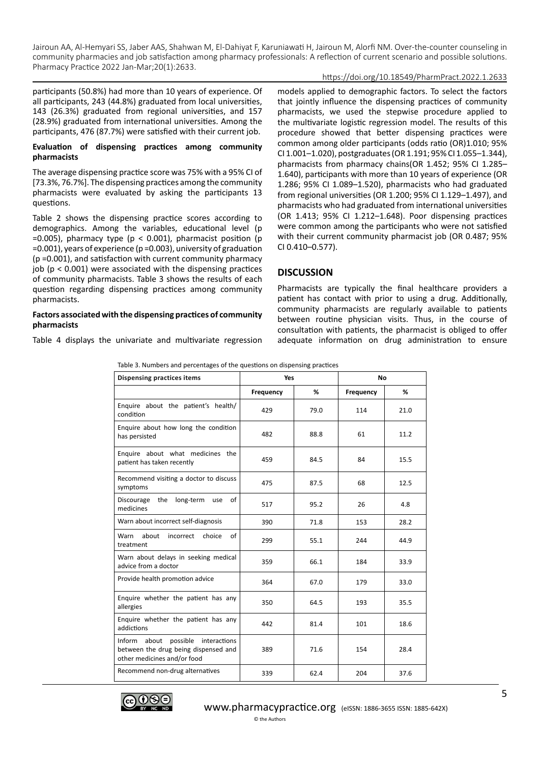participants (50.8%) had more than 10 years of experience. Of all participants, 243 (44.8%) graduated from local universities, 143 (26.3%) graduated from regional universities, and 157 (28.9%) graduated from international universities. Among the participants, 476 (87.7%) were satisfied with their current job.

#### Evaluation of dispensing practices among community pharmacists

The average dispensing practice score was 75% with a 95% CI of [73.3%, 76.7%]. The dispensing practices among the community pharmacists were evaluated by asking the participants 13 questions.

Table 2 shows the dispensing practice scores according to demographics. Among the variables, educational level ($p = 0.005$), pharmacy type ($p < 0.001$), pharmacist position ($p = 0.001$), years of experience ($p = 0.003$), university of graduation ($p = 0.001$), and satisfaction with current community pharmacy job ($p < 0.001$) were associated with the dispensing practices of community pharmacists. Table 3 shows the results of each question regarding dispensing practices among community pharmacists.

#### Factors associated with the dispensing practices of community pharmacists

Table 4 displays the univariate and multivariate regression models applied to demographic factors. To select the factors that jointly influence the dispensing practices of community pharmacists, we used the stepwise procedure applied to the multivariate logistic regression model. The results of this procedure showed that better dispensing practices were common among older participants (odds ratio (OR)1.010; 95% CI 1.001–1.020), postgraduates (OR 1.191; 95% CI 1.055–1.344), pharmacists from pharmacy chains(OR 1.452; 95% CI 1.285–1.640), participants with more than 10 years of experience (OR 1.286; 95% CI 1.089–1.520), pharmacists who had graduated from regional universities (OR 1.200; 95% CI 1.129–1.497), and pharmacists who had graduated from international universities (OR 1.413; 95% CI 1.212–1.648). Poor dispensing practices were common among the participants who were not satisfied with their current community pharmacist job (OR 0.487; 95% CI 0.410–0.577).

## DISCUSSION

Pharmacists are typically the final healthcare providers a patient has contact with prior to using a drug. Additionally, community pharmacists are regularly available to patients between routine physician visits. Thus, in the course of consultation with patients, the pharmacist is obliged to offer adequate information on drug administration to ensure

Table 3. Numbers and percentages of the questions on dispensing practices

| Dispensing practices items | Yes | | No | |
|---|---|---|---|---|
| | Frequency | % | Frequency | % |
| Enquire about the patient's health/condition | 429 | 79.0 | 114 | 21.0 |
| Enquire about how long the condition has persisted | 482 | 88.8 | 61 | 11.2 |
| Enquire about what medicines the patient has taken recently | 459 | 84.5 | 84 | 15.5 |
| Recommend visiting a doctor to discuss symptoms | 475 | 87.5 | 68 | 12.5 |
| Discourage the long-term use of medicines | 517 | 95.2 | 26 | 4.8 |
| Warn about incorrect self-diagnosis | 390 | 71.8 | 153 | 28.2 |
| Warn about incorrect choice of treatment | 299 | 55.1 | 244 | 44.9 |
| Warn about delays in seeking medical advice from a doctor | 359 | 66.1 | 184 | 33.9 |
| Provide health promotion advice | 364 | 67.0 | 179 | 33.0 |
| Enquire whether the patient has any allergies | 350 | 64.5 | 193 | 35.5 |
| Enquire whether the patient has any addictions | 442 | 81.4 | 101 | 18.6 |
| Inform about possible interactions between the drug being dispensed and other medicines and/or food | 389 | 71.6 | 154 | 28.4 |
| Recommend non-drug alternatives | 339 | 62.4 | 204 | 37.6 |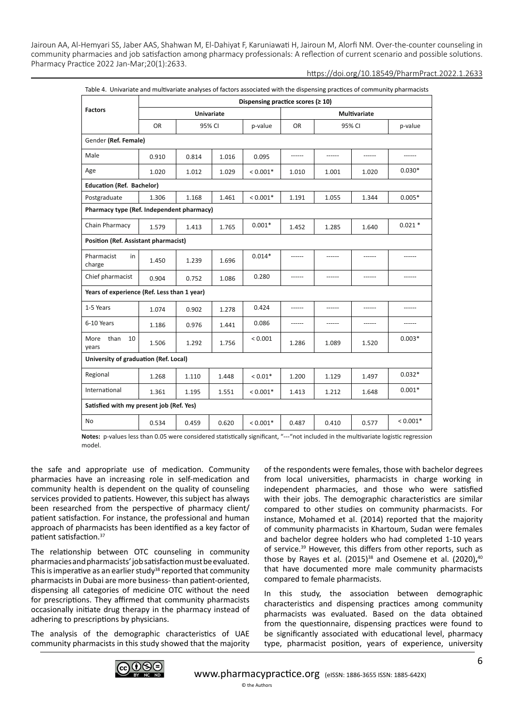Table 4. Univariate and multivariate analyses of factors associated with the dispensing practices of community pharmacists

| Factors | Dispensing practice scores (≥ 10) | | | | | | | |
|---|---|---|---|---|---|---|---|---|
| | **Univariate** | | | | **Multivariate** | | | |
| | OR | 95% CI | | p-value | OR | 95% CI | | p-value |
| Gender **(Ref. Female)** | | | | | | | | |
| Male | 0.910 | 0.814 | 1.016 | 0.095 | ------ | ------ | ------ | ------ |
| Age | 1.020 | 1.012 | 1.029 | < 0.001* | 1.010 | 1.001 | 1.020 | 0.030* |
| **Education (Ref. Bachelor)** | | | | | | | | |
| Postgraduate | 1.306 | 1.168 | 1.461 | < 0.001* | 1.191 | 1.055 | 1.344 | 0.005* |
| **Pharmacy type (Ref. Independent pharmacy)** | | | | | | | | |
| Chain Pharmacy | 1.579 | 1.413 | 1.765 | 0.001* | 1.452 | 1.285 | 1.640 | 0.021 * |
| **Position (Ref. Assistant pharmacist)** | | | | | | | | |
| Pharmacist in charge | 1.450 | 1.239 | 1.696 | 0.014* | ------ | ------ | ------ | ------ |
| Chief pharmacist | 0.904 | 0.752 | 1.086 | 0.280 | ------ | ------ | ------ | ------ |
| **Years of experience (Ref. Less than 1 year)** | | | | | | | | |
| 1-5 Years | 1.074 | 0.902 | 1.278 | 0.424 | ------ | ------ | ------ | ------ |
| 6-10 Years | 1.186 | 0.976 | 1.441 | 0.086 | ------ | ------ | ------ | ------ |
| More than 10 years | 1.506 | 1.292 | 1.756 | < 0.001 | 1.286 | 1.089 | 1.520 | 0.003* |
| **University of graduation (Ref. Local)** | | | | | | | | |
| Regional | 1.268 | 1.110 | 1.448 | < 0.01* | 1.200 | 1.129 | 1.497 | 0.032* |
| International | 1.361 | 1.195 | 1.551 | < 0.001* | 1.413 | 1.212 | 1.648 | 0.001* |
| **Satisfied with my present job (Ref. Yes)** | | | | | | | | |
| No | 0.534 | 0.459 | 0.620 | < 0.001* | 0.487 | 0.410 | 0.577 | < 0.001* |

**Notes:** p-values less than 0.05 were considered statistically significant, "---"not included in the multivariate logistic regression model.

the safe and appropriate use of medication. Community pharmacies have an increasing role in self-medication and community health is dependent on the quality of counseling services provided to patients. However, this subject has always been researched from the perspective of pharmacy client/patient satisfaction. For instance, the professional and human approach of pharmacists has been identified as a key factor of patient satisfaction.[37]

The relationship between OTC counseling in community pharmacies and pharmacists' job satisfaction must be evaluated. This is imperative as an earlier study[38] reported that community pharmacists in Dubai are more business- than patient-oriented, dispensing all categories of medicine OTC without the need for prescriptions. They affirmed that community pharmacists occasionally initiate drug therapy in the pharmacy instead of adhering to prescriptions by physicians.

The analysis of the demographic characteristics of UAE community pharmacists in this study showed that the majority of the respondents were females, those with bachelor degrees from local universities, pharmacists in charge working in independent pharmacies, and those who were satisfied with their jobs. The demographic characteristics are similar compared to other studies on community pharmacists. For instance, Mohamed et al. (2014) reported that the majority of community pharmacists in Khartoum, Sudan were females and bachelor degree holders who had completed 1-10 years of service.[39] However, this differs from other reports, such as those by Rayes et al. (2015)[38] and Osemene et al. (2020),[40] that have documented more male community pharmacists compared to female pharmacists.

In this study, the association between demographic characteristics and dispensing practices among community pharmacists was evaluated. Based on the data obtained from the questionnaire, dispensing practices were found to be significantly associated with educational level, pharmacy type, pharmacist position, years of experience, university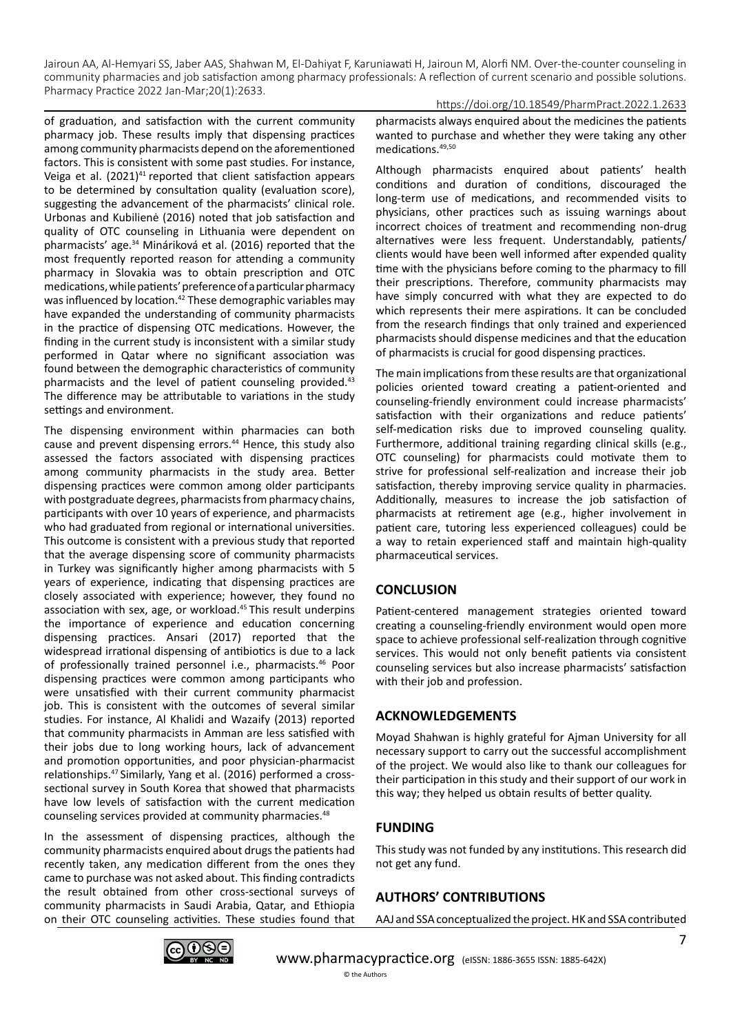of graduation, and satisfaction with the current community pharmacy job. These results imply that dispensing practices among community pharmacists depend on the aforementioned factors. This is consistent with some past studies. For instance, Veiga et al. (2021)[41] reported that client satisfaction appears to be determined by consultation quality (evaluation score), suggesting the advancement of the pharmacists' clinical role. Urbonas and Kubilienė (2016) noted that job satisfaction and quality of OTC counseling in Lithuania were dependent on pharmacists' age.[34] Mináriková et al. (2016) reported that the most frequently reported reason for attending a community pharmacy in Slovakia was to obtain prescription and OTC medications, while patients' preference of a particular pharmacy was influenced by location.[42] These demographic variables may have expanded the understanding of community pharmacists in the practice of dispensing OTC medications. However, the finding in the current study is inconsistent with a similar study performed in Qatar where no significant association was found between the demographic characteristics of community pharmacists and the level of patient counseling provided.[43] The difference may be attributable to variations in the study settings and environment.

The dispensing environment within pharmacies can both cause and prevent dispensing errors.[44] Hence, this study also assessed the factors associated with dispensing practices among community pharmacists in the study area. Better dispensing practices were common among older participants with postgraduate degrees, pharmacists from pharmacy chains, participants with over 10 years of experience, and pharmacists who had graduated from regional or international universities. This outcome is consistent with a previous study that reported that the average dispensing score of community pharmacists in Turkey was significantly higher among pharmacists with 5 years of experience, indicating that dispensing practices are closely associated with experience; however, they found no association with sex, age, or workload.[45] This result underpins the importance of experience and education concerning dispensing practices. Ansari (2017) reported that the widespread irrational dispensing of antibiotics is due to a lack of professionally trained personnel i.e., pharmacists.[46] Poor dispensing practices were common among participants who were unsatisfied with their current community pharmacist job. This is consistent with the outcomes of several similar studies. For instance, Al Khalidi and Wazaify (2013) reported that community pharmacists in Amman are less satisfied with their jobs due to long working hours, lack of advancement and promotion opportunities, and poor physician-pharmacist relationships.[47] Similarly, Yang et al. (2016) performed a cross-sectional survey in South Korea that showed that pharmacists have low levels of satisfaction with the current medication counseling services provided at community pharmacies.[48]

In the assessment of dispensing practices, although the community pharmacists enquired about drugs the patients had recently taken, any medication different from the ones they came to purchase was not asked about. This finding contradicts the result obtained from other cross-sectional surveys of community pharmacists in Saudi Arabia, Qatar, and Ethiopia on their OTC counseling activities. These studies found that pharmacists always enquired about the medicines the patients wanted to purchase and whether they were taking any other medications.[49,50]

Although pharmacists enquired about patients' health conditions and duration of conditions, discouraged the long-term use of medications, and recommended visits to physicians, other practices such as issuing warnings about incorrect choices of treatment and recommending non-drug alternatives were less frequent. Understandably, patients/clients would have been well informed after expended quality time with the physicians before coming to the pharmacy to fill their prescriptions. Therefore, community pharmacists may have simply concurred with what they are expected to do which represents their mere aspirations. It can be concluded from the research findings that only trained and experienced pharmacists should dispense medicines and that the education of pharmacists is crucial for good dispensing practices.

The main implications from these results are that organizational policies oriented toward creating a patient-oriented and counseling-friendly environment could increase pharmacists' satisfaction with their organizations and reduce patients' self-medication risks due to improved counseling quality. Furthermore, additional training regarding clinical skills (e.g., OTC counseling) for pharmacists could motivate them to strive for professional self-realization and increase their job satisfaction, thereby improving service quality in pharmacies. Additionally, measures to increase the job satisfaction of pharmacists at retirement age (e.g., higher involvement in patient care, tutoring less experienced colleagues) could be a way to retain experienced staff and maintain high-quality pharmaceutical services.

## CONCLUSION

Patient-centered management strategies oriented toward creating a counseling-friendly environment would open more space to achieve professional self-realization through cognitive services. This would not only benefit patients via consistent counseling services but also increase pharmacists' satisfaction with their job and profession.

## ACKNOWLEDGEMENTS

Moyad Shahwan is highly grateful for Ajman University for all necessary support to carry out the successful accomplishment of the project. We would also like to thank our colleagues for their participation in this study and their support of our work in this way; they helped us obtain results of better quality.

## FUNDING

This study was not funded by any institutions. This research did not get any fund.

## AUTHORS' CONTRIBUTIONS

AAJ and SSA conceptualized the project. HK and SSA contributed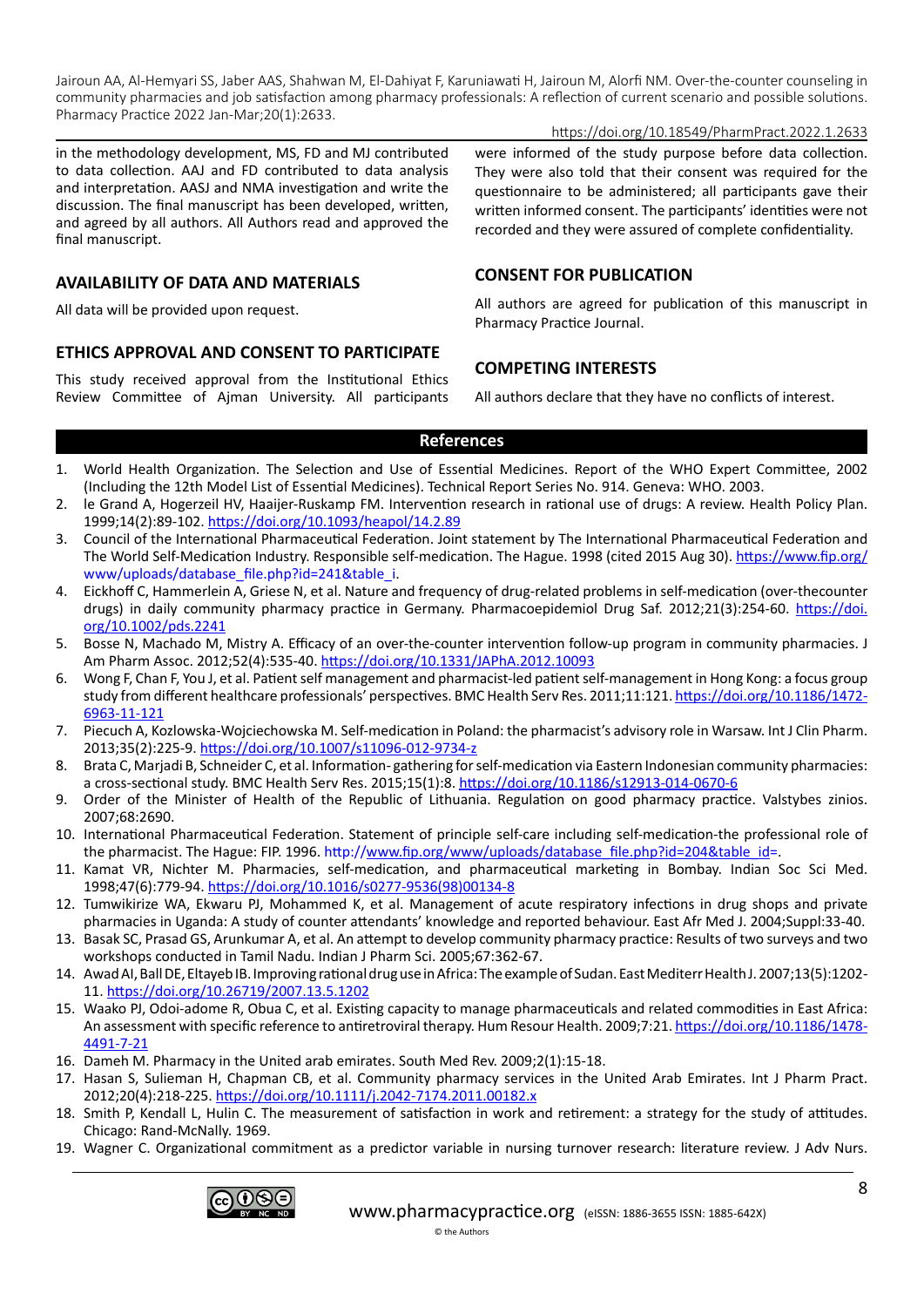in the methodology development, MS, FD and MJ contributed to data collection. AAJ and FD contributed to data analysis and interpretation. AASJ and NMA investigation and write the discussion. The final manuscript has been developed, written, and agreed by all authors. All Authors read and approved the final manuscript.

## AVAILABILITY OF DATA AND MATERIALS

All data will be provided upon request.

## ETHICS APPROVAL AND CONSENT TO PARTICIPATE

This study received approval from the Institutional Ethics Review Committee of Ajman University. All participants were informed of the study purpose before data collection. They were also told that their consent was required for the questionnaire to be administered; all participants gave their written informed consent. The participants' identities were not recorded and they were assured of complete confidentiality.

## CONSENT FOR PUBLICATION

All authors are agreed for publication of this manuscript in Pharmacy Practice Journal.

## COMPETING INTERESTS

All authors declare that they have no conflicts of interest.

## References

1. World Health Organization. The Selection and Use of Essential Medicines. Report of the WHO Expert Committee, 2002 (Including the 12th Model List of Essential Medicines). Technical Report Series No. 914. Geneva: WHO. 2003.
2. le Grand A, Hogerzeil HV, Haaijer-Ruskamp FM. Intervention research in rational use of drugs: A review. Health Policy Plan. 1999;14(2):89-102. https://doi.org/10.1093/heapol/14.2.89
3. Council of the International Pharmaceutical Federation. Joint statement by The International Pharmaceutical Federation and The World Self-Medication Industry. Responsible self-medication. The Hague. 1998 (cited 2015 Aug 30). https://www.fip.org/www/uploads/database_file.php?id=241&table_i.
4. Eickhoff C, Hammerlein A, Griese N, et al. Nature and frequency of drug-related problems in self-medication (over-thecounter drugs) in daily community pharmacy practice in Germany. Pharmacoepidemiol Drug Saf. 2012;21(3):254-60. https://doi.org/10.1002/pds.2241
5. Bosse N, Machado M, Mistry A. Efficacy of an over-the-counter intervention follow-up program in community pharmacies. J Am Pharm Assoc. 2012;52(4):535-40. https://doi.org/10.1331/JAPhA.2012.10093
6. Wong F, Chan F, You J, et al. Patient self management and pharmacist-led patient self-management in Hong Kong: a focus group study from different healthcare professionals' perspectives. BMC Health Serv Res. 2011;11:121. https://doi.org/10.1186/1472-6963-11-121
7. Piecuch A, Kozlowska-Wojciechowska M. Self-medication in Poland: the pharmacist's advisory role in Warsaw. Int J Clin Pharm. 2013;35(2):225-9. https://doi.org/10.1007/s11096-012-9734-z
8. Brata C, Marjadi B, Schneider C, et al. Information- gathering for self-medication via Eastern Indonesian community pharmacies: a cross-sectional study. BMC Health Serv Res. 2015;15(1):8. https://doi.org/10.1186/s12913-014-0670-6
9. Order of the Minister of Health of the Republic of Lithuania. Regulation on good pharmacy practice. Valstybes zinios. 2007;68:2690.
10. International Pharmaceutical Federation. Statement of principle self-care including self-medication-the professional role of the pharmacist. The Hague: FIP. 1996. http://www.fip.org/www/uploads/database_file.php?id=204&table_id=.
11. Kamat VR, Nichter M. Pharmacies, self-medication, and pharmaceutical marketing in Bombay. Indian Soc Sci Med. 1998;47(6):779-94. https://doi.org/10.1016/s0277-9536(98)00134-8
12. Tumwikirize WA, Ekwaru PJ, Mohammed K, et al. Management of acute respiratory infections in drug shops and private pharmacies in Uganda: A study of counter attendants' knowledge and reported behaviour. East Afr Med J. 2004;Suppl:33-40.
13. Basak SC, Prasad GS, Arunkumar A, et al. An attempt to develop community pharmacy practice: Results of two surveys and two workshops conducted in Tamil Nadu. Indian J Pharm Sci. 2005;67:362-67.
14. Awad AI, Ball DE, Eltayeb IB. Improving rational drug use in Africa: The example of Sudan. East Mediterr Health J. 2007;13(5):1202-11. https://doi.org/10.26719/2007.13.5.1202
15. Waako PJ, Odoi-adome R, Obua C, et al. Existing capacity to manage pharmaceuticals and related commodities in East Africa: An assessment with specific reference to antiretroviral therapy. Hum Resour Health. 2009;7:21. https://doi.org/10.1186/1478-4491-7-21
16. Dameh M. Pharmacy in the United arab emirates. South Med Rev. 2009;2(1):15-18.
17. Hasan S, Sulieman H, Chapman CB, et al. Community pharmacy services in the United Arab Emirates. Int J Pharm Pract. 2012;20(4):218-225. https://doi.org/10.1111/j.2042-7174.2011.00182.x
18. Smith P, Kendall L, Hulin C. The measurement of satisfaction in work and retirement: a strategy for the study of attitudes. Chicago: Rand-McNally. 1969.
19. Wagner C. Organizational commitment as a predictor variable in nursing turnover research: literature review. J Adv Nurs.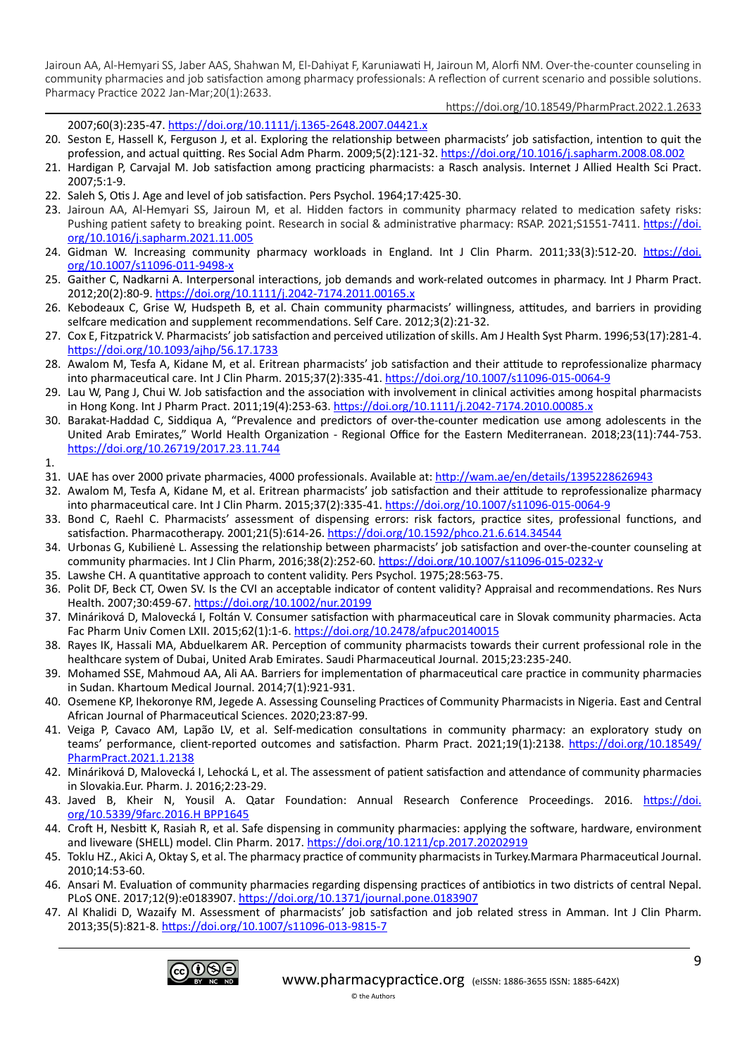2007;60(3):235-47. https://doi.org/10.1111/j.1365-2648.2007.04421.x

20. Seston E, Hassell K, Ferguson J, et al. Exploring the relationship between pharmacists' job satisfaction, intention to quit the profession, and actual quitting. Res Social Adm Pharm. 2009;5(2):121-32. https://doi.org/10.1016/j.sapharm.2008.08.002
21. Hardigan P, Carvajal M. Job satisfaction among practicing pharmacists: a Rasch analysis. Internet J Allied Health Sci Pract. 2007;5:1-9.
22. Saleh S, Otis J. Age and level of job satisfaction. Pers Psychol. 1964;17:425-30.
23. Jairoun AA, Al-Hemyari SS, Jairoun M, et al. Hidden factors in community pharmacy related to medication safety risks: Pushing patient safety to breaking point. Research in social & administrative pharmacy: RSAP. 2021;S1551-7411. https://doi.org/10.1016/j.sapharm.2021.11.005
24. Gidman W. Increasing community pharmacy workloads in England. Int J Clin Pharm. 2011;33(3):512-20. https://doi.org/10.1007/s11096-011-9498-x
25. Gaither C, Nadkarni A. Interpersonal interactions, job demands and work-related outcomes in pharmacy. Int J Pharm Pract. 2012;20(2):80-9. https://doi.org/10.1111/j.2042-7174.2011.00165.x
26. Kebodeaux C, Grise W, Hudspeth B, et al. Chain community pharmacists' willingness, attitudes, and barriers in providing selfcare medication and supplement recommendations. Self Care. 2012;3(2):21-32.
27. Cox E, Fitzpatrick V. Pharmacists' job satisfaction and perceived utilization of skills. Am J Health Syst Pharm. 1996;53(17):281-4. https://doi.org/10.1093/ajhp/56.17.1733
28. Awalom M, Tesfa A, Kidane M, et al. Eritrean pharmacists' job satisfaction and their attitude to reprofessionalize pharmacy into pharmaceutical care. Int J Clin Pharm. 2015;37(2):335-41. https://doi.org/10.1007/s11096-015-0064-9
29. Lau W, Pang J, Chui W. Job satisfaction and the association with involvement in clinical activities among hospital pharmacists in Hong Kong. Int J Pharm Pract. 2011;19(4):253-63. https://doi.org/10.1111/j.2042-7174.2010.00085.x
30. Barakat-Haddad C, Siddiqua A, "Prevalence and predictors of over-the-counter medication use among adolescents in the United Arab Emirates," World Health Organization - Regional Office for the Eastern Mediterranean. 2018;23(11):744-753. https://doi.org/10.26719/2017.23.11.744

1.

31. UAE has over 2000 private pharmacies, 4000 professionals. Available at: http://wam.ae/en/details/1395228626943
32. Awalom M, Tesfa A, Kidane M, et al. Eritrean pharmacists' job satisfaction and their attitude to reprofessionalize pharmacy into pharmaceutical care. Int J Clin Pharm. 2015;37(2):335-41. https://doi.org/10.1007/s11096-015-0064-9
33. Bond C, Raehl C. Pharmacists' assessment of dispensing errors: risk factors, practice sites, professional functions, and satisfaction. Pharmacotherapy. 2001;21(5):614-26. https://doi.org/10.1592/phco.21.6.614.34544
34. Urbonas G, Kubilienė L. Assessing the relationship between pharmacists' job satisfaction and over-the-counter counseling at community pharmacies. Int J Clin Pharm, 2016;38(2):252-60. https://doi.org/10.1007/s11096-015-0232-y
35. Lawshe CH. A quantitative approach to content validity. Pers Psychol. 1975;28:563-75.
36. Polit DF, Beck CT, Owen SV. Is the CVI an acceptable indicator of content validity? Appraisal and recommendations. Res Nurs Health. 2007;30:459-67. https://doi.org/10.1002/nur.20199
37. Mináriková D, Malovecká I, Foltán V. Consumer satisfaction with pharmaceutical care in Slovak community pharmacies. Acta Fac Pharm Univ Comen LXII. 2015;62(1):1-6. https://doi.org/10.2478/afpuc20140015
38. Rayes IK, Hassali MA, Abduelkarem AR. Perception of community pharmacists towards their current professional role in the healthcare system of Dubai, United Arab Emirates. Saudi Pharmaceutical Journal. 2015;23:235-240.
39. Mohamed SSE, Mahmoud AA, Ali AA. Barriers for implementation of pharmaceutical care practice in community pharmacies in Sudan. Khartoum Medical Journal. 2014;7(1):921-931.
40. Osemene KP, Ihekoronye RM, Jegede A. Assessing Counseling Practices of Community Pharmacists in Nigeria. East and Central African Journal of Pharmaceutical Sciences. 2020;23:87-99.
41. Veiga P, Cavaco AM, Lapão LV, et al. Self-medication consultations in community pharmacy: an exploratory study on teams' performance, client-reported outcomes and satisfaction. Pharm Pract. 2021;19(1):2138. https://doi.org/10.18549/PharmPract.2021.1.2138
42. Mináriková D, Malovecká I, Lehocká L, et al. The assessment of patient satisfaction and attendance of community pharmacies in Slovakia.Eur. Pharm. J. 2016;2:23-29.
43. Javed B, Kheir N, Yousil A. Qatar Foundation: Annual Research Conference Proceedings. 2016. https://doi.org/10.5339/9farc.2016.H BPP1645
44. Croft H, Nesbitt K, Rasiah R, et al. Safe dispensing in community pharmacies: applying the software, hardware, environment and liveware (SHELL) model. Clin Pharm. 2017. https://doi.org/10.1211/cp.2017.20202919
45. Toklu HZ., Akici A, Oktay S, et al. The pharmacy practice of community pharmacists in Turkey.Marmara Pharmaceutical Journal. 2010;14:53-60.
46. Ansari M. Evaluation of community pharmacies regarding dispensing practices of antibiotics in two districts of central Nepal. PLoS ONE. 2017;12(9):e0183907. https://doi.org/10.1371/journal.pone.0183907
47. Al Khalidi D, Wazaify M. Assessment of pharmacists' job satisfaction and job related stress in Amman. Int J Clin Pharm. 2013;35(5):821-8. https://doi.org/10.1007/s11096-013-9815-7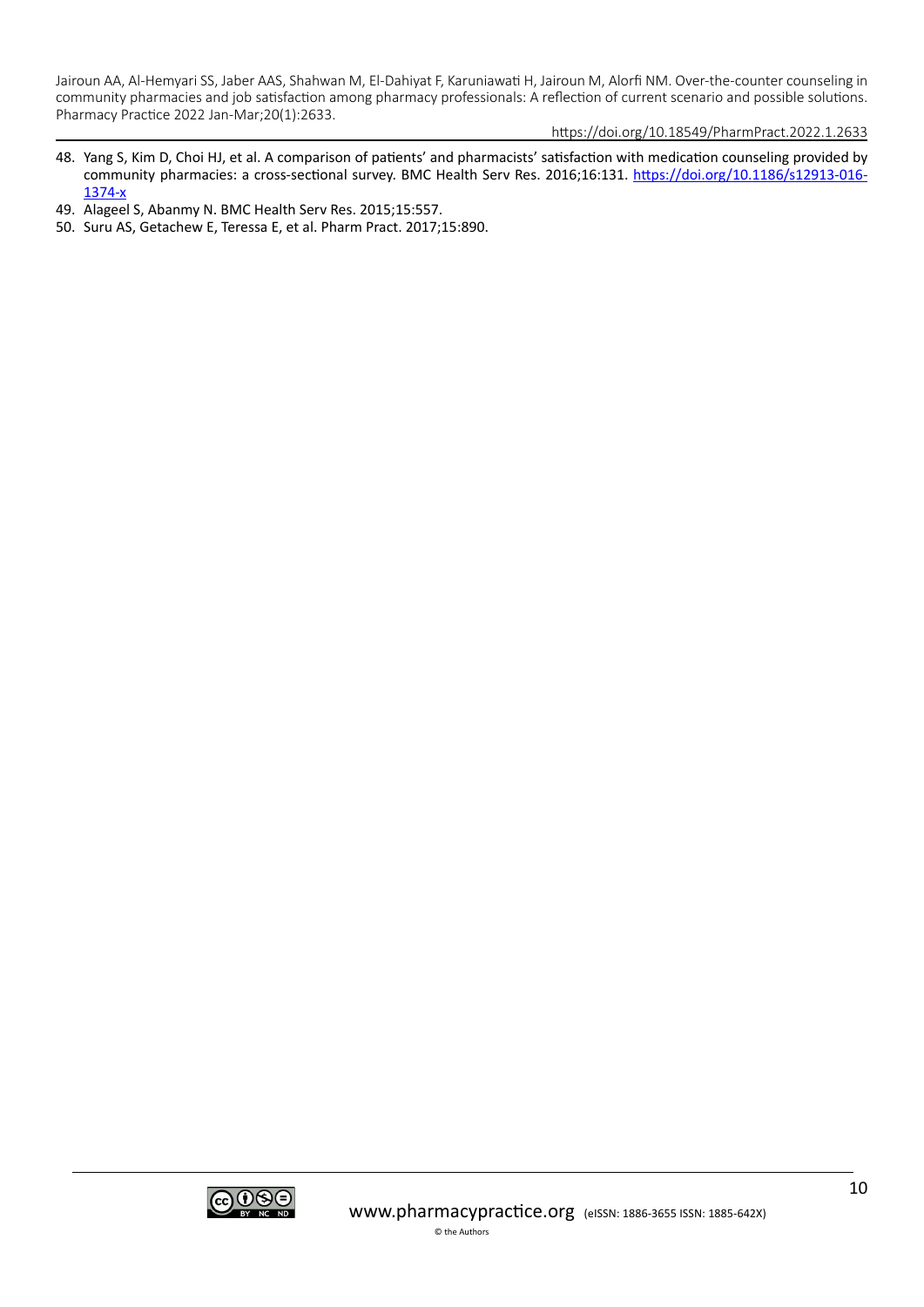48. Yang S, Kim D, Choi HJ, et al. A comparison of patients' and pharmacists' satisfaction with medication counseling provided by community pharmacies: a cross-sectional survey. BMC Health Serv Res. 2016;16:131. https://doi.org/10.1186/s12913-016-1374-x
49. Alageel S, Abanmy N. BMC Health Serv Res. 2015;15:557.
50. Suru AS, Getachew E, Teressa E, et al. Pharm Pract. 2017;15:890.